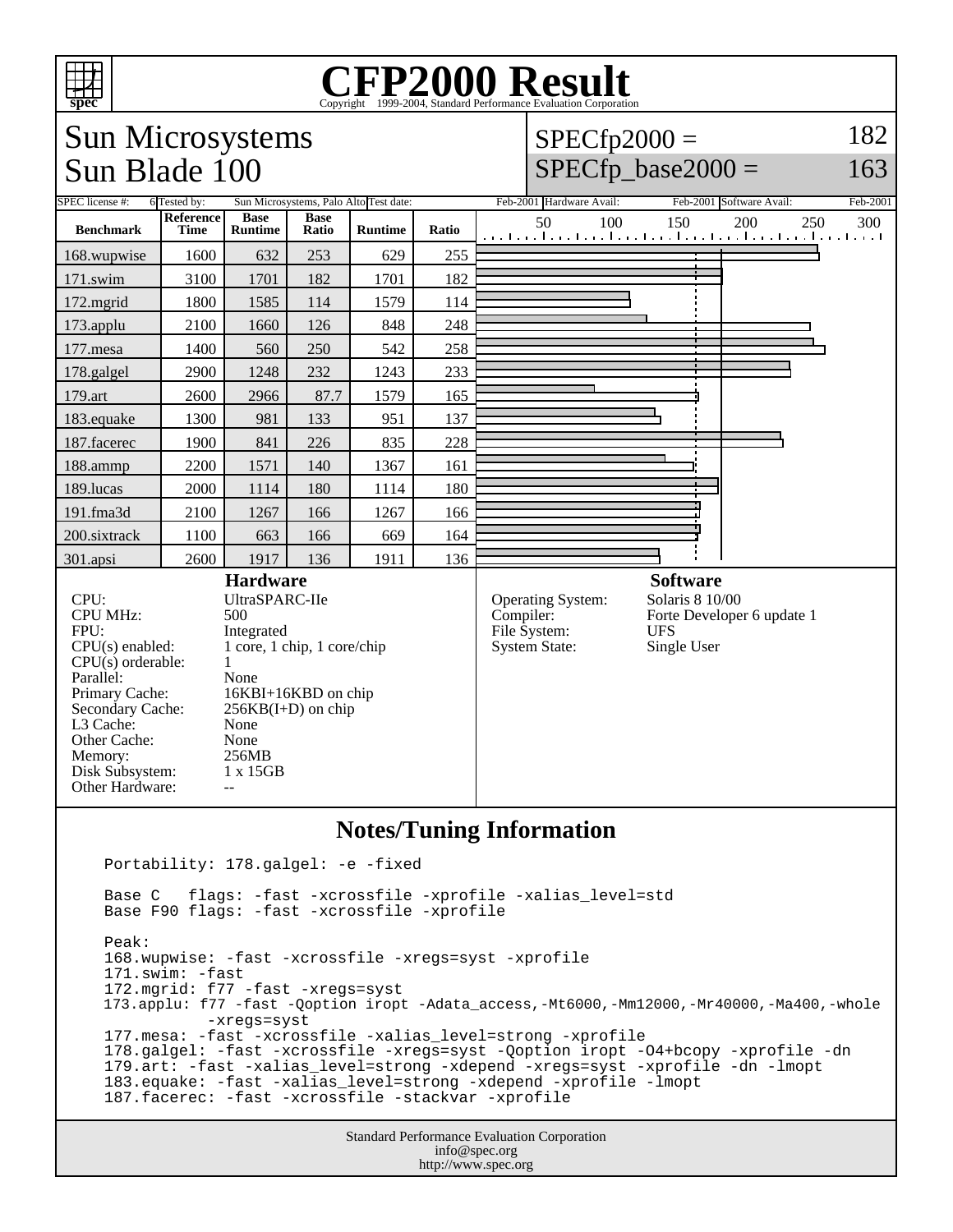# CFP2000 Result

Copyright 1999-2004, Standard Performance Evaluation Corporation

## Sun Microsystems
## Sun Blade 100

SPECfp2000 = 182

SPECfp_base2000 = 163

| SPEC license #: | 6 | Tested by: | Sun Microsystems, Palo Alto | Test date: | Feb-2001 | Hardware Avail: | Feb-2001 | Software Avail: | Feb-2001 |
|---|---|---|---|---|---|---|---|---|---|

| Benchmark | Reference Time | Base Runtime | Base Ratio | Runtime | Ratio |
|---|---|---|---|---|---|
| 168.wupwise | 1600 | 632 | 253 | 629 | 255 |
| 171.swim | 3100 | 1701 | 182 | 1701 | 182 |
| 172.mgrid | 1800 | 1585 | 114 | 1579 | 114 |
| 173.applu | 2100 | 1660 | 126 | 848 | 248 |
| 177.mesa | 1400 | 560 | 250 | 542 | 258 |
| 178.galgel | 2900 | 1248 | 232 | 1243 | 233 |
| 179.art | 2600 | 2966 | 87.7 | 1579 | 165 |
| 183.equake | 1300 | 981 | 133 | 951 | 137 |
| 187.facerec | 1900 | 841 | 226 | 835 | 228 |
| 188.ammp | 2200 | 1571 | 140 | 1367 | 161 |
| 189.lucas | 2000 | 1114 | 180 | 1114 | 180 |
| 191.fma3d | 2100 | 1267 | 166 | 1267 | 166 |
| 200.sixtrack | 1100 | 663 | 166 | 669 | 164 |
| 301.apsi | 2600 | 1917 | 136 | 1911 | 136 |

### Hardware

| | |
|---|---|
| CPU: | UltraSPARC-IIe |
| CPU MHz: | 500 |
| FPU: | Integrated |
| CPU(s) enabled: | 1 core, 1 chip, 1 core/chip |
| CPU(s) orderable: | 1 |
| Parallel: | None |
| Primary Cache: | 16KBI+16KBD on chip |
| Secondary Cache: | 256KB(I+D) on chip |
| L3 Cache: | None |
| Other Cache: | None |
| Memory: | 256MB |
| Disk Subsystem: | 1 x 15GB |
| Other Hardware: | -- |

### Software

| | |
|---|---|
| Operating System: | Solaris 8 10/00 |
| Compiler: | Forte Developer 6 update 1 |
| File System: | UFS |
| System State: | Single User |

## Notes/Tuning Information

```
Portability: 178.galgel: -e -fixed

Base C   flags: -fast -xcrossfile -xprofile -xalias_level=std
Base F90 flags: -fast -xcrossfile -xprofile

Peak:
168.wupwise: -fast -xcrossfile -xregs=syst -xprofile
171.swim: -fast
172.mgrid: f77 -fast -xregs=syst
173.applu: f77 -fast -Qoption iropt -Adata_access,-Mt6000,-Mm12000,-Mr40000,-Ma400,-whole
           -xregs=syst
177.mesa: -fast -xcrossfile -xalias_level=strong -xprofile
178.galgel: -fast -xcrossfile -xregs=syst -Qoption iropt -O4+bcopy -xprofile -dn
179.art: -fast -xalias_level=strong -xdepend -xregs=syst -xprofile -dn -lmopt
183.equake: -fast -xalias_level=strong -xdepend -xprofile -lmopt
187.facerec: -fast -xcrossfile -stackvar -xprofile
```

Standard Performance Evaluation Corporation
info@spec.org
http://www.spec.org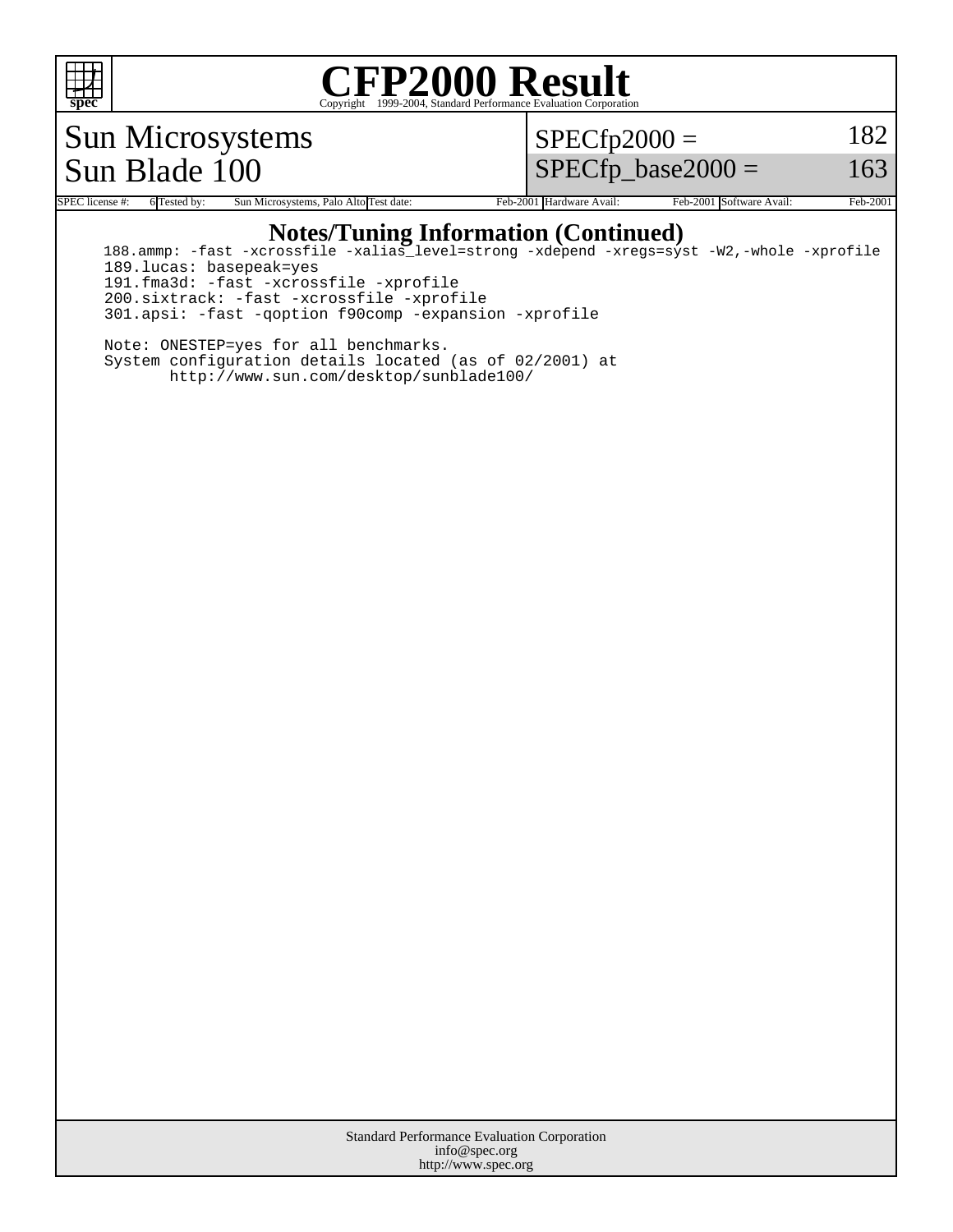# CFP2000 Result

Copyright 1999-2004, Standard Performance Evaluation Corporation

Sun Microsystems
Sun Blade 100

SPECfp2000 = 182
SPECfp_base2000 = 163

| SPEC license #: | 6 | Tested by: | Sun Microsystems, Palo Alto | Test date: | Feb-2001 | Hardware Avail: | Feb-2001 | Software Avail: | Feb-2001 |
|---|---|---|---|---|---|---|---|---|---|

## Notes/Tuning Information (Continued)

```
188.ammp: -fast -xcrossfile -xalias_level=strong -xdepend -xregs=syst -W2,-whole -xprofile
189.lucas: basepeak=yes
191.fma3d: -fast -xcrossfile -xprofile
200.sixtrack: -fast -xcrossfile -xprofile
301.apsi: -fast -qoption f90comp -expansion -xprofile

Note: ONESTEP=yes for all benchmarks.
System configuration details located (as of 02/2001) at
       http://www.sun.com/desktop/sunblade100/
```

Standard Performance Evaluation Corporation
info@spec.org
http://www.spec.org